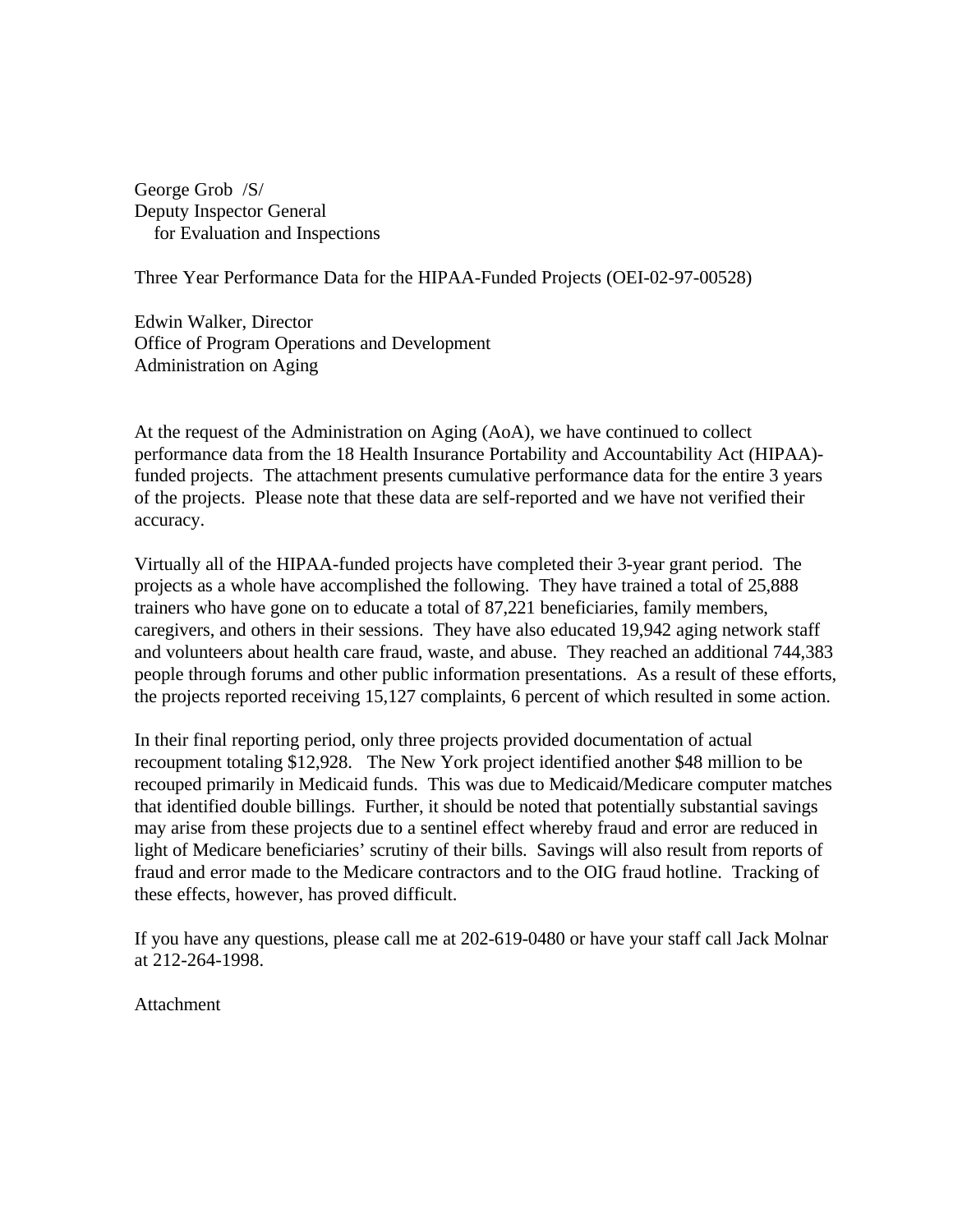George Grob /S/
Deputy Inspector General
for Evaluation and Inspections

Three Year Performance Data for the HIPAA-Funded Projects (OEI-02-97-00528)

Edwin Walker, Director
Office of Program Operations and Development
Administration on Aging

At the request of the Administration on Aging (AoA), we have continued to collect performance data from the 18 Health Insurance Portability and Accountability Act (HIPAA)-funded projects. The attachment presents cumulative performance data for the entire 3 years of the projects. Please note that these data are self-reported and we have not verified their accuracy.

Virtually all of the HIPAA-funded projects have completed their 3-year grant period. The projects as a whole have accomplished the following. They have trained a total of 25,888 trainers who have gone on to educate a total of 87,221 beneficiaries, family members, caregivers, and others in their sessions. They have also educated 19,942 aging network staff and volunteers about health care fraud, waste, and abuse. They reached an additional 744,383 people through forums and other public information presentations. As a result of these efforts, the projects reported receiving 15,127 complaints, 6 percent of which resulted in some action.

In their final reporting period, only three projects provided documentation of actual recoupment totaling $12,928. The New York project identified another $48 million to be recouped primarily in Medicaid funds. This was due to Medicaid/Medicare computer matches that identified double billings. Further, it should be noted that potentially substantial savings may arise from these projects due to a sentinel effect whereby fraud and error are reduced in light of Medicare beneficiaries' scrutiny of their bills. Savings will also result from reports of fraud and error made to the Medicare contractors and to the OIG fraud hotline. Tracking of these effects, however, has proved difficult.

If you have any questions, please call me at 202-619-0480 or have your staff call Jack Molnar at 212-264-1998.

Attachment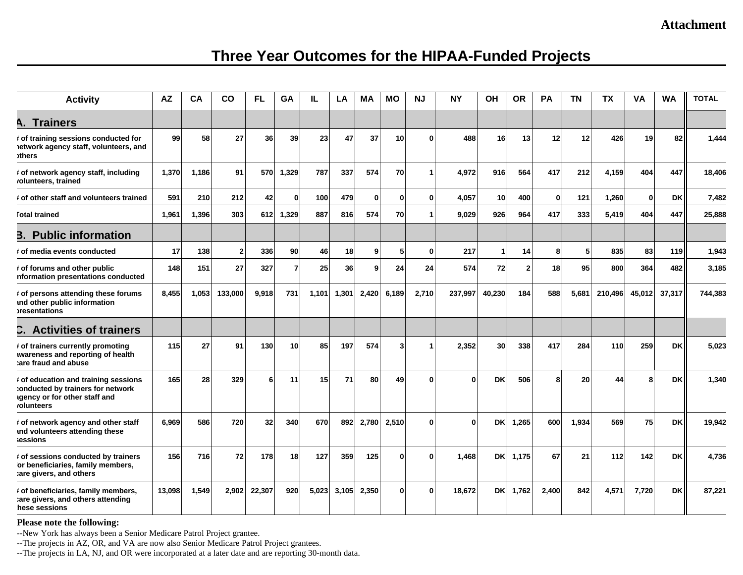**Attachment**

# Three Year Outcomes for the HIPAA-Funded Projects

| Activity | AZ | CA | CO | FL | GA | IL | LA | MA | MO | NJ | NY | OH | OR | PA | TN | TX | VA | WA | TOTAL |
|---|---|---|---|---|---|---|---|---|---|---|---|---|---|---|---|---|---|---|---|
| **A. Trainers** | | | | | | | | | | | | | | | | | | | |
| # of training sessions conducted for network agency staff, volunteers, and others | 99 | 58 | 27 | 36 | 39 | 23 | 47 | 37 | 10 | 0 | 488 | 16 | 13 | 12 | 12 | 426 | 19 | 82 | 1,444 |
| # of network agency staff, including volunteers, trained | 1,370 | 1,186 | 91 | 570 | 1,329 | 787 | 337 | 574 | 70 | 1 | 4,972 | 916 | 564 | 417 | 212 | 4,159 | 404 | 447 | 18,406 |
| # of other staff and volunteers trained | 591 | 210 | 212 | 42 | 0 | 100 | 479 | 0 | 0 | 0 | 4,057 | 10 | 400 | 0 | 121 | 1,260 | 0 | DK | 7,482 |
| Total trained | 1,961 | 1,396 | 303 | 612 | 1,329 | 887 | 816 | 574 | 70 | 1 | 9,029 | 926 | 964 | 417 | 333 | 5,419 | 404 | 447 | 25,888 |
| **B. Public information** | | | | | | | | | | | | | | | | | | | |
| # of media events conducted | 17 | 138 | 2 | 336 | 90 | 46 | 18 | 9 | 5 | 0 | 217 | 1 | 14 | 8 | 5 | 835 | 83 | 119 | 1,943 |
| # of forums and other public information presentations conducted | 148 | 151 | 27 | 327 | 7 | 25 | 36 | 9 | 24 | 24 | 574 | 72 | 2 | 18 | 95 | 800 | 364 | 482 | 3,185 |
| # of persons attending these forums and other public information presentations | 8,455 | 1,053 | 133,000 | 9,918 | 731 | 1,101 | 1,301 | 2,420 | 6,189 | 2,710 | 237,997 | 40,230 | 184 | 588 | 5,681 | 210,496 | 45,012 | 37,317 | 744,383 |
| **C. Activities of trainers** | | | | | | | | | | | | | | | | | | | |
| # of trainers currently promoting awareness and reporting of health care fraud and abuse | 115 | 27 | 91 | 130 | 10 | 85 | 197 | 574 | 3 | 1 | 2,352 | 30 | 338 | 417 | 284 | 110 | 259 | DK | 5,023 |
| # of education and training sessions conducted by trainers for network agency or for other staff and volunteers | 165 | 28 | 329 | 6 | 11 | 15 | 71 | 80 | 49 | 0 | 0 | DK | 506 | 8 | 20 | 44 | 8 | DK | 1,340 |
| # of network agency and other staff and volunteers attending these sessions | 6,969 | 586 | 720 | 32 | 340 | 670 | 892 | 2,780 | 2,510 | 0 | 0 | DK | 1,265 | 600 | 1,934 | 569 | 75 | DK | 19,942 |
| # of sessions conducted by trainers for beneficiaries, family members, care givers, and others | 156 | 716 | 72 | 178 | 18 | 127 | 359 | 125 | 0 | 0 | 1,468 | DK | 1,175 | 67 | 21 | 112 | 142 | DK | 4,736 |
| # of beneficiaries, family members, care givers, and others attending these sessions | 13,098 | 1,549 | 2,902 | 22,307 | 920 | 5,023 | 3,105 | 2,350 | 0 | 0 | 18,672 | DK | 1,762 | 2,400 | 842 | 4,571 | 7,720 | DK | 87,221 |

**Please note the following:**

--New York has always been a Senior Medicare Patrol Project grantee.

--The projects in AZ, OR, and VA are now also Senior Medicare Patrol Project grantees.

--The projects in LA, NJ, and OR were incorporated at a later date and are reporting 30-month data.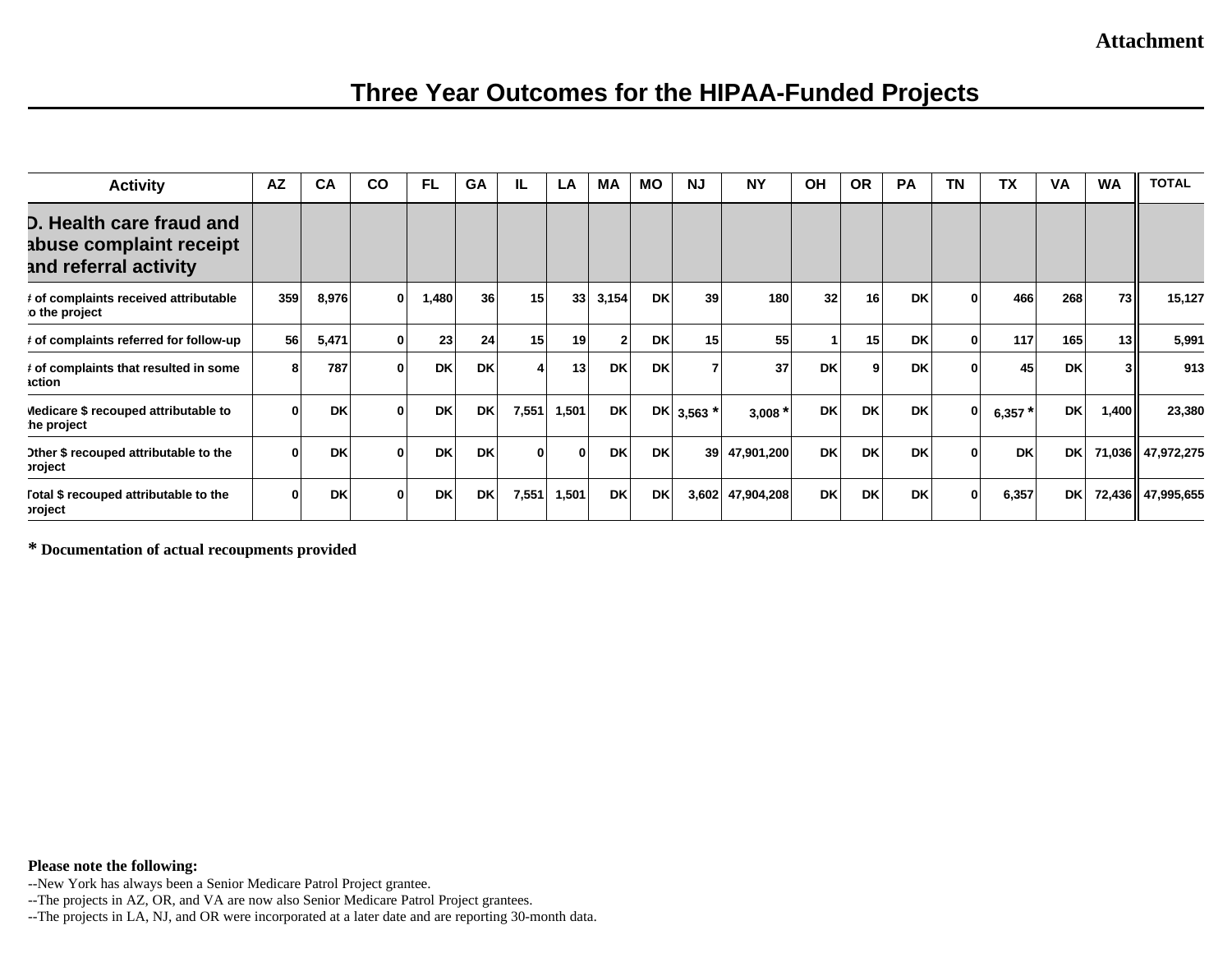**Attachment**

# Three Year Outcomes for the HIPAA-Funded Projects

| Activity | AZ | CA | CO | FL | GA | IL | LA | MA | MO | NJ | NY | OH | OR | PA | TN | TX | VA | WA | TOTAL |
|---|---|---|---|---|---|---|---|---|---|---|---|---|---|---|---|---|---|---|---|
| **D. Health care fraud and abuse complaint receipt and referral activity** | | | | | | | | | | | | | | | | | | | |
| # of complaints received attributable to the project | 359 | 8,976 | 0 | 1,480 | 36 | 15 | 33 | 3,154 | DK | 39 | 180 | 32 | 16 | DK | 0 | 466 | 268 | 73 | 15,127 |
| # of complaints referred for follow-up | 56 | 5,471 | 0 | 23 | 24 | 15 | 19 | 2 | DK | 15 | 55 | 1 | 15 | DK | 0 | 117 | 165 | 13 | 5,991 |
| # of complaints that resulted in some action | 8 | 787 | 0 | DK | DK | 4 | 13 | DK | DK | 7 | 37 | DK | 9 | DK | 0 | 45 | DK | 3 | 913 |
| Medicare $ recouped attributable to the project | 0 | DK | 0 | DK | DK | 7,551 | 1,501 | DK | DK | 3,563 * | 3,008 * | DK | DK | DK | 0 | 6,357 * | DK | 1,400 | 23,380 |
| Other $ recouped attributable to the project | 0 | DK | 0 | DK | DK | 0 | 0 | DK | DK | 39 | 47,901,200 | DK | DK | DK | 0 | DK | DK | 71,036 | 47,972,275 |
| Total $ recouped attributable to the project | 0 | DK | 0 | DK | DK | 7,551 | 1,501 | DK | DK | 3,602 | 47,904,208 | DK | DK | DK | 0 | 6,357 | DK | 72,436 | 47,995,655 |

**\* Documentation of actual recoupments provided**

**Please note the following:**

--New York has always been a Senior Medicare Patrol Project grantee.

--The projects in AZ, OR, and VA are now also Senior Medicare Patrol Project grantees.

--The projects in LA, NJ, and OR were incorporated at a later date and are reporting 30-month data.